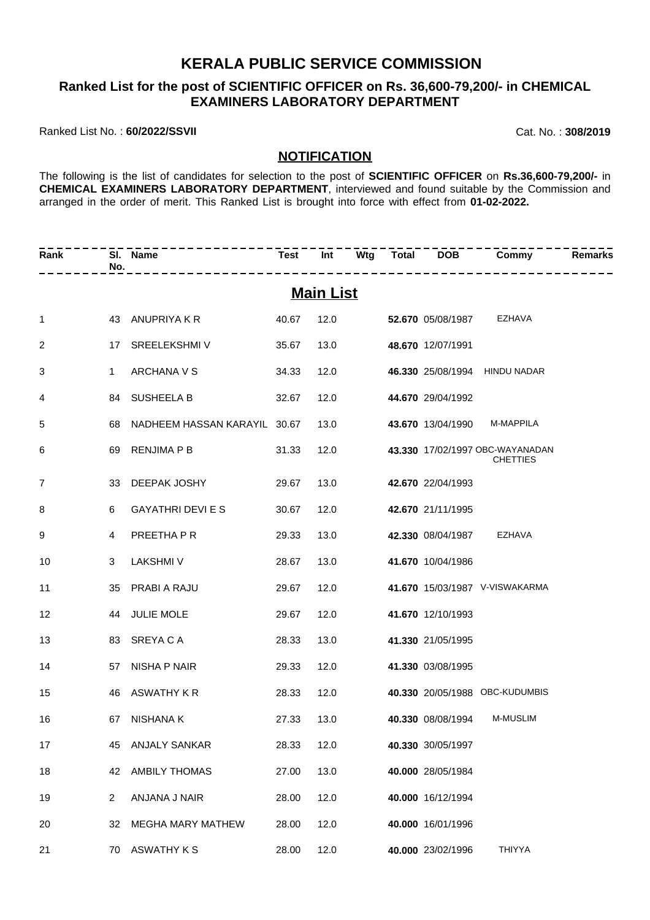# KERALA PUBLIC SERVICE COMMISSION

## Ranked List for the post of SCIENTIFIC OFFICER on Rs. 36,600-79,200/- in CHEMICAL EXAMINERS LABORATORY DEPARTMENT

Ranked List No. : **60/2022/SSVII**

Cat. No. : **308/2019**

### NOTIFICATION

The following is the list of candidates for selection to the post of **SCIENTIFIC OFFICER** on **Rs.36,600-79,200/-** in **CHEMICAL EXAMINERS LABORATORY DEPARTMENT**, interviewed and found suitable by the Commission and arranged in the order of merit. This Ranked List is brought into force with effect from **01-02-2022.**

| Rank | Sl. No. | Name | Test | Int | Wtg | Total | DOB | Commy | Remarks |
|---|---|---|---|---|---|---|---|---|---|
| **Main List** | | | | | | | | | |
| 1 | 43 | ANUPRIYA K R | 40.67 | 12.0 | | **52.670** | 05/08/1987 | EZHAVA | |
| 2 | 17 | SREELEKSHMI V | 35.67 | 13.0 | | **48.670** | 12/07/1991 | | |
| 3 | 1 | ARCHANA V S | 34.33 | 12.0 | | **46.330** | 25/08/1994 | HINDU NADAR | |
| 4 | 84 | SUSHEELA B | 32.67 | 12.0 | | **44.670** | 29/04/1992 | | |
| 5 | 68 | NADHEEM HASSAN KARAYIL | 30.67 | 13.0 | | **43.670** | 13/04/1990 | M-MAPPILA | |
| 6 | 69 | RENJIMA P B | 31.33 | 12.0 | | **43.330** | 17/02/1997 | OBC-WAYANADAN CHETTIES | |
| 7 | 33 | DEEPAK JOSHY | 29.67 | 13.0 | | **42.670** | 22/04/1993 | | |
| 8 | 6 | GAYATHRI DEVI E S | 30.67 | 12.0 | | **42.670** | 21/11/1995 | | |
| 9 | 4 | PREETHA P R | 29.33 | 13.0 | | **42.330** | 08/04/1987 | EZHAVA | |
| 10 | 3 | LAKSHMI V | 28.67 | 13.0 | | **41.670** | 10/04/1986 | | |
| 11 | 35 | PRABI A RAJU | 29.67 | 12.0 | | **41.670** | 15/03/1987 | V-VISWAKARMA | |
| 12 | 44 | JULIE MOLE | 29.67 | 12.0 | | **41.670** | 12/10/1993 | | |
| 13 | 83 | SREYA C A | 28.33 | 13.0 | | **41.330** | 21/05/1995 | | |
| 14 | 57 | NISHA P NAIR | 29.33 | 12.0 | | **41.330** | 03/08/1995 | | |
| 15 | 46 | ASWATHY K R | 28.33 | 12.0 | | **40.330** | 20/05/1988 | OBC-KUDUMBIS | |
| 16 | 67 | NISHANA K | 27.33 | 13.0 | | **40.330** | 08/08/1994 | M-MUSLIM | |
| 17 | 45 | ANJALY SANKAR | 28.33 | 12.0 | | **40.330** | 30/05/1997 | | |
| 18 | 42 | AMBILY THOMAS | 27.00 | 13.0 | | **40.000** | 28/05/1984 | | |
| 19 | 2 | ANJANA J NAIR | 28.00 | 12.0 | | **40.000** | 16/12/1994 | | |
| 20 | 32 | MEGHA MARY MATHEW | 28.00 | 12.0 | | **40.000** | 16/01/1996 | | |
| 21 | 70 | ASWATHY K S | 28.00 | 12.0 | | **40.000** | 23/02/1996 | THIYYA | |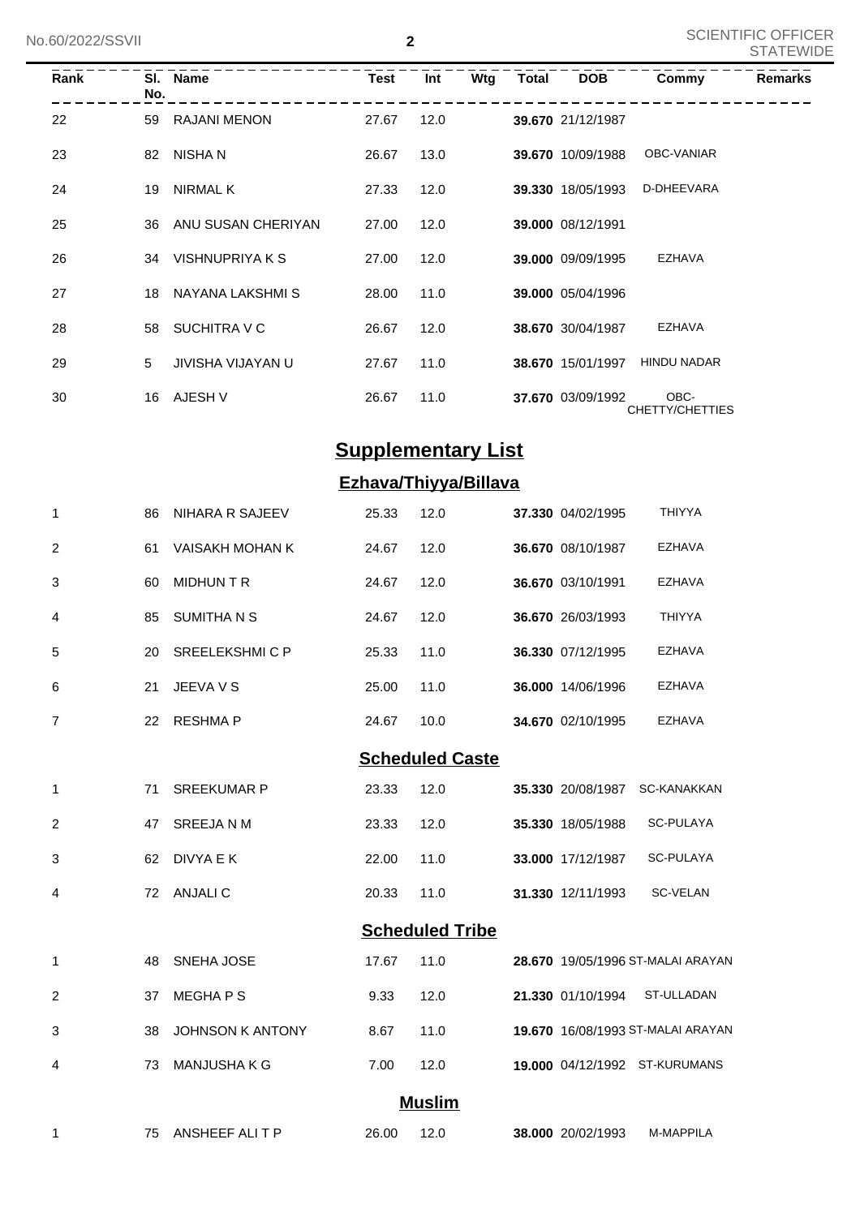| Rank | Sl. No. | Name | Test | Int | Wtg | Total | DOB | Commy | Remarks |
|---|---|---|---|---|---|---|---|---|---|
| 22 | 59 | RAJANI MENON | 27.67 | 12.0 | | **39.670** | 21/12/1987 | | |
| 23 | 82 | NISHA N | 26.67 | 13.0 | | **39.670** | 10/09/1988 | OBC-VANIAR | |
| 24 | 19 | NIRMAL K | 27.33 | 12.0 | | **39.330** | 18/05/1993 | D-DHEEVARA | |
| 25 | 36 | ANU SUSAN CHERIYAN | 27.00 | 12.0 | | **39.000** | 08/12/1991 | | |
| 26 | 34 | VISHNUPRIYA K S | 27.00 | 12.0 | | **39.000** | 09/09/1995 | EZHAVA | |
| 27 | 18 | NAYANA LAKSHMI S | 28.00 | 11.0 | | **39.000** | 05/04/1996 | | |
| 28 | 58 | SUCHITRA V C | 26.67 | 12.0 | | **38.670** | 30/04/1987 | EZHAVA | |
| 29 | 5 | JIVISHA VIJAYAN U | 27.67 | 11.0 | | **38.670** | 15/01/1997 | HINDU NADAR | |
| 30 | 16 | AJESH V | 26.67 | 11.0 | | **37.670** | 03/09/1992 | OBC-CHETTY/CHETTIES | |

## Supplementary List

### Ezhava/Thiyya/Billava

| Rank | Sl. No. | Name | Test | Int | Wtg | Total | DOB | Commy | Remarks |
|---|---|---|---|---|---|---|---|---|---|
| 1 | 86 | NIHARA R SAJEEV | 25.33 | 12.0 | | **37.330** | 04/02/1995 | THIYYA | |
| 2 | 61 | VAISAKH MOHAN K | 24.67 | 12.0 | | **36.670** | 08/10/1987 | EZHAVA | |
| 3 | 60 | MIDHUN T R | 24.67 | 12.0 | | **36.670** | 03/10/1991 | EZHAVA | |
| 4 | 85 | SUMITHA N S | 24.67 | 12.0 | | **36.670** | 26/03/1993 | THIYYA | |
| 5 | 20 | SREELEKSHMI C P | 25.33 | 11.0 | | **36.330** | 07/12/1995 | EZHAVA | |
| 6 | 21 | JEEVA V S | 25.00 | 11.0 | | **36.000** | 14/06/1996 | EZHAVA | |
| 7 | 22 | RESHMA P | 24.67 | 10.0 | | **34.670** | 02/10/1995 | EZHAVA | |

### Scheduled Caste

| Rank | Sl. No. | Name | Test | Int | Wtg | Total | DOB | Commy | Remarks |
|---|---|---|---|---|---|---|---|---|---|
| 1 | 71 | SREEKUMAR P | 23.33 | 12.0 | | **35.330** | 20/08/1987 | SC-KANAKKAN | |
| 2 | 47 | SREEJA N M | 23.33 | 12.0 | | **35.330** | 18/05/1988 | SC-PULAYA | |
| 3 | 62 | DIVYA E K | 22.00 | 11.0 | | **33.000** | 17/12/1987 | SC-PULAYA | |
| 4 | 72 | ANJALI C | 20.33 | 11.0 | | **31.330** | 12/11/1993 | SC-VELAN | |

### Scheduled Tribe

| Rank | Sl. No. | Name | Test | Int | Wtg | Total | DOB | Commy | Remarks |
|---|---|---|---|---|---|---|---|---|---|
| 1 | 48 | SNEHA JOSE | 17.67 | 11.0 | | **28.670** | 19/05/1996 | ST-MALAI ARAYAN | |
| 2 | 37 | MEGHA P S | 9.33 | 12.0 | | **21.330** | 01/10/1994 | ST-ULLADAN | |
| 3 | 38 | JOHNSON K ANTONY | 8.67 | 11.0 | | **19.670** | 16/08/1993 | ST-MALAI ARAYAN | |
| 4 | 73 | MANJUSHA K G | 7.00 | 12.0 | | **19.000** | 04/12/1992 | ST-KURUMANS | |

### Muslim

| Rank | Sl. No. | Name | Test | Int | Wtg | Total | DOB | Commy | Remarks |
|---|---|---|---|---|---|---|---|---|---|
| 1 | 75 | ANSHEEF ALI T P | 26.00 | 12.0 | | **38.000** | 20/02/1993 | M-MAPPILA | |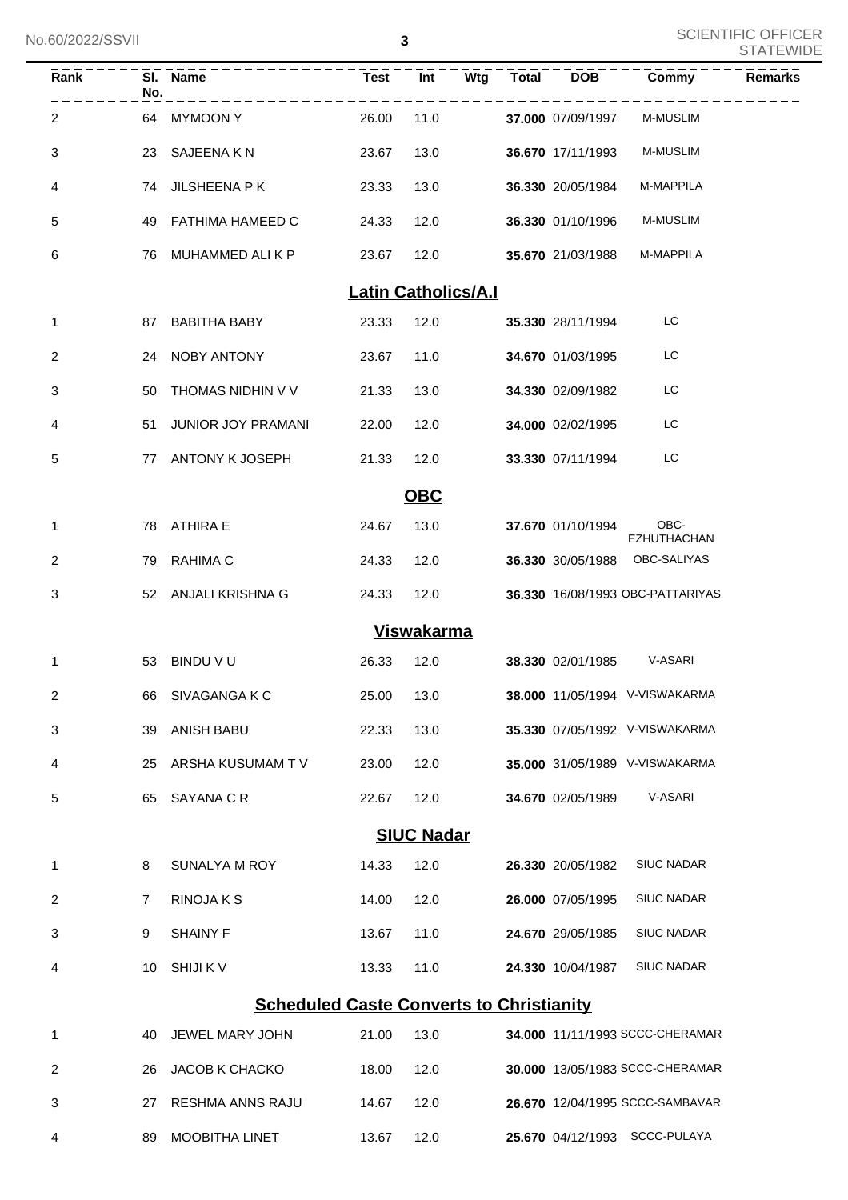| Rank | Sl. No. | Name | Test | Int | Wtg | Total | DOB | Commy | Remarks |
|---|---|---|---|---|---|---|---|---|---|
| 2 | 64 | MYMOON Y | 26.00 | 11.0 | | **37.000** | 07/09/1997 | M-MUSLIM | |
| 3 | 23 | SAJEENA K N | 23.67 | 13.0 | | **36.670** | 17/11/1993 | M-MUSLIM | |
| 4 | 74 | JILSHEENA P K | 23.33 | 13.0 | | **36.330** | 20/05/1984 | M-MAPPILA | |
| 5 | 49 | FATHIMA HAMEED C | 24.33 | 12.0 | | **36.330** | 01/10/1996 | M-MUSLIM | |
| 6 | 76 | MUHAMMED ALI K P | 23.67 | 12.0 | | **35.670** | 21/03/1988 | M-MAPPILA | |

## Latin Catholics/A.I

| Rank | Sl. No. | Name | Test | Int | Wtg | Total | DOB | Commy | Remarks |
|---|---|---|---|---|---|---|---|---|---|
| 1 | 87 | BABITHA BABY | 23.33 | 12.0 | | **35.330** | 28/11/1994 | LC | |
| 2 | 24 | NOBY ANTONY | 23.67 | 11.0 | | **34.670** | 01/03/1995 | LC | |
| 3 | 50 | THOMAS NIDHIN V V | 21.33 | 13.0 | | **34.330** | 02/09/1982 | LC | |
| 4 | 51 | JUNIOR JOY PRAMANI | 22.00 | 12.0 | | **34.000** | 02/02/1995 | LC | |
| 5 | 77 | ANTONY K JOSEPH | 21.33 | 12.0 | | **33.330** | 07/11/1994 | LC | |

## OBC

| Rank | Sl. No. | Name | Test | Int | Wtg | Total | DOB | Commy | Remarks |
|---|---|---|---|---|---|---|---|---|---|
| 1 | 78 | ATHIRA E | 24.67 | 13.0 | | **37.670** | 01/10/1994 | OBC-EZHUTHACHAN | |
| 2 | 79 | RAHIMA C | 24.33 | 12.0 | | **36.330** | 30/05/1988 | OBC-SALIYAS | |
| 3 | 52 | ANJALI KRISHNA G | 24.33 | 12.0 | | **36.330** | 16/08/1993 | OBC-PATTARIYAS | |

## Viswakarma

| Rank | Sl. No. | Name | Test | Int | Wtg | Total | DOB | Commy | Remarks |
|---|---|---|---|---|---|---|---|---|---|
| 1 | 53 | BINDU V U | 26.33 | 12.0 | | **38.330** | 02/01/1985 | V-ASARI | |
| 2 | 66 | SIVAGANGA K C | 25.00 | 13.0 | | **38.000** | 11/05/1994 | V-VISWAKARMA | |
| 3 | 39 | ANISH BABU | 22.33 | 13.0 | | **35.330** | 07/05/1992 | V-VISWAKARMA | |
| 4 | 25 | ARSHA KUSUMAM T V | 23.00 | 12.0 | | **35.000** | 31/05/1989 | V-VISWAKARMA | |
| 5 | 65 | SAYANA C R | 22.67 | 12.0 | | **34.670** | 02/05/1989 | V-ASARI | |

## SIUC Nadar

| Rank | Sl. No. | Name | Test | Int | Wtg | Total | DOB | Commy | Remarks |
|---|---|---|---|---|---|---|---|---|---|
| 1 | 8 | SUNALYA M ROY | 14.33 | 12.0 | | **26.330** | 20/05/1982 | SIUC NADAR | |
| 2 | 7 | RINOJA K S | 14.00 | 12.0 | | **26.000** | 07/05/1995 | SIUC NADAR | |
| 3 | 9 | SHAINY F | 13.67 | 11.0 | | **24.670** | 29/05/1985 | SIUC NADAR | |
| 4 | 10 | SHIJI K V | 13.33 | 11.0 | | **24.330** | 10/04/1987 | SIUC NADAR | |

## Scheduled Caste Converts to Christianity

| Rank | Sl. No. | Name | Test | Int | Wtg | Total | DOB | Commy | Remarks |
|---|---|---|---|---|---|---|---|---|---|
| 1 | 40 | JEWEL MARY JOHN | 21.00 | 13.0 | | **34.000** | 11/11/1993 | SCCC-CHERAMAR | |
| 2 | 26 | JACOB K CHACKO | 18.00 | 12.0 | | **30.000** | 13/05/1983 | SCCC-CHERAMAR | |
| 3 | 27 | RESHMA ANNS RAJU | 14.67 | 12.0 | | **26.670** | 12/04/1995 | SCCC-SAMBAVAR | |
| 4 | 89 | MOOBITHA LINET | 13.67 | 12.0 | | **25.670** | 04/12/1993 | SCCC-PULAYA | |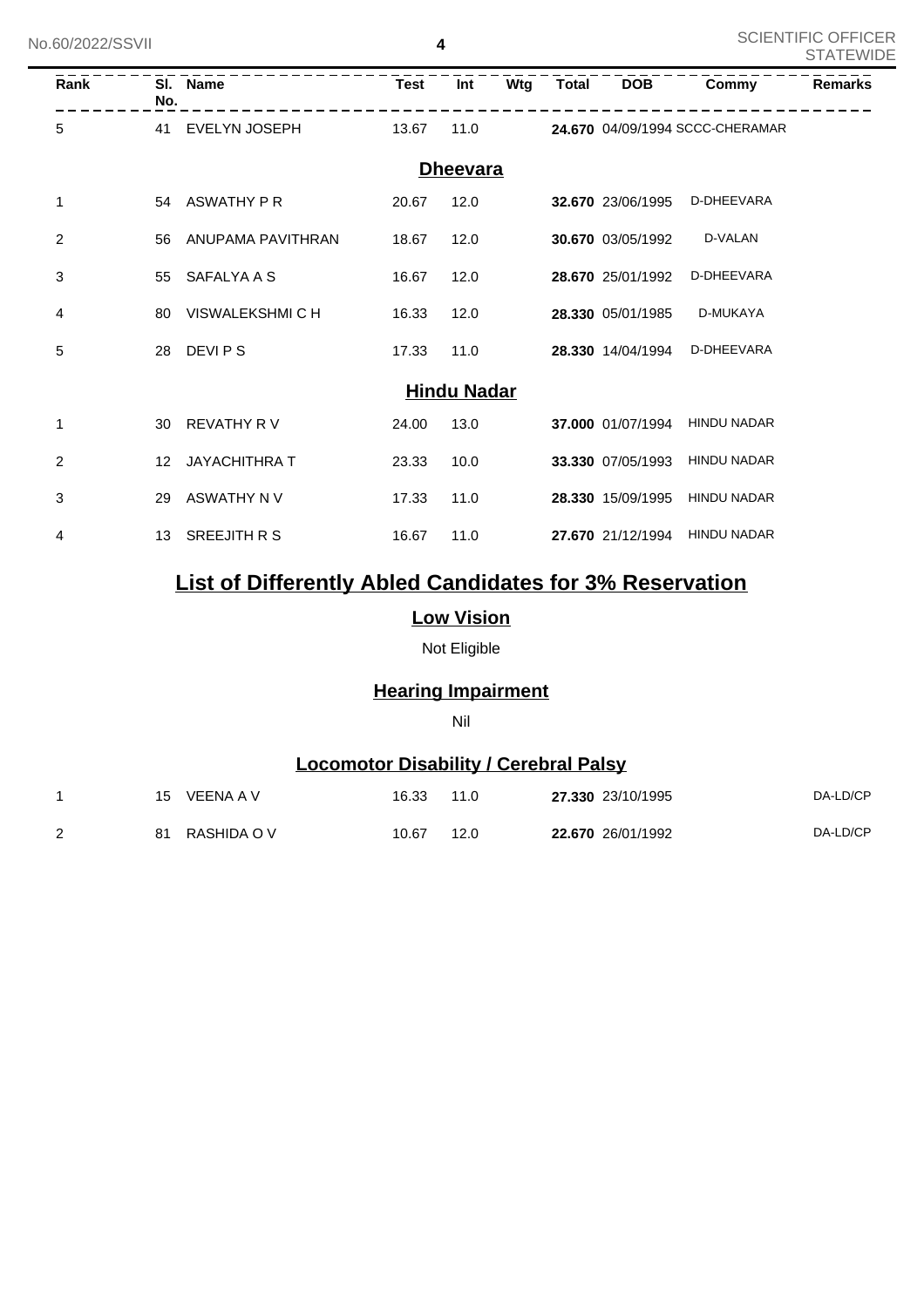| Rank | Sl. No. | Name | Test | Int | Wtg | Total | DOB | Commy | Remarks |
|---|---|---|---|---|---|---|---|---|---|
| 5 | 41 | EVELYN JOSEPH | 13.67 | 11.0 | | **24.670** | 04/09/1994 | SCCC-CHERAMAR | |

## Dheevara

| Rank | Sl. No. | Name | Test | Int | Wtg | Total | DOB | Commy | Remarks |
|---|---|---|---|---|---|---|---|---|---|
| 1 | 54 | ASWATHY P R | 20.67 | 12.0 | | **32.670** | 23/06/1995 | D-DHEEVARA | |
| 2 | 56 | ANUPAMA PAVITHRAN | 18.67 | 12.0 | | **30.670** | 03/05/1992 | D-VALAN | |
| 3 | 55 | SAFALYA A S | 16.67 | 12.0 | | **28.670** | 25/01/1992 | D-DHEEVARA | |
| 4 | 80 | VISWALEKSHMI C H | 16.33 | 12.0 | | **28.330** | 05/01/1985 | D-MUKAYA | |
| 5 | 28 | DEVI P S | 17.33 | 11.0 | | **28.330** | 14/04/1994 | D-DHEEVARA | |

## Hindu Nadar

| Rank | Sl. No. | Name | Test | Int | Wtg | Total | DOB | Commy | Remarks |
|---|---|---|---|---|---|---|---|---|---|
| 1 | 30 | REVATHY R V | 24.00 | 13.0 | | **37.000** | 01/07/1994 | HINDU NADAR | |
| 2 | 12 | JAYACHITHRA T | 23.33 | 10.0 | | **33.330** | 07/05/1993 | HINDU NADAR | |
| 3 | 29 | ASWATHY N V | 17.33 | 11.0 | | **28.330** | 15/09/1995 | HINDU NADAR | |
| 4 | 13 | SREEJITH R S | 16.67 | 11.0 | | **27.670** | 21/12/1994 | HINDU NADAR | |

# List of Differently Abled Candidates for 3% Reservation

## Low Vision

Not Eligible

## Hearing Impairment

Nil

## Locomotor Disability / Cerebral Palsy

| Rank | Sl. No. | Name | Test | Int | Wtg | Total | DOB | Commy | Remarks |
|---|---|---|---|---|---|---|---|---|---|
| 1 | 15 | VEENA A V | 16.33 | 11.0 | | **27.330** | 23/10/1995 | | DA-LD/CP |
| 2 | 81 | RASHIDA O V | 10.67 | 12.0 | | **22.670** | 26/01/1992 | | DA-LD/CP |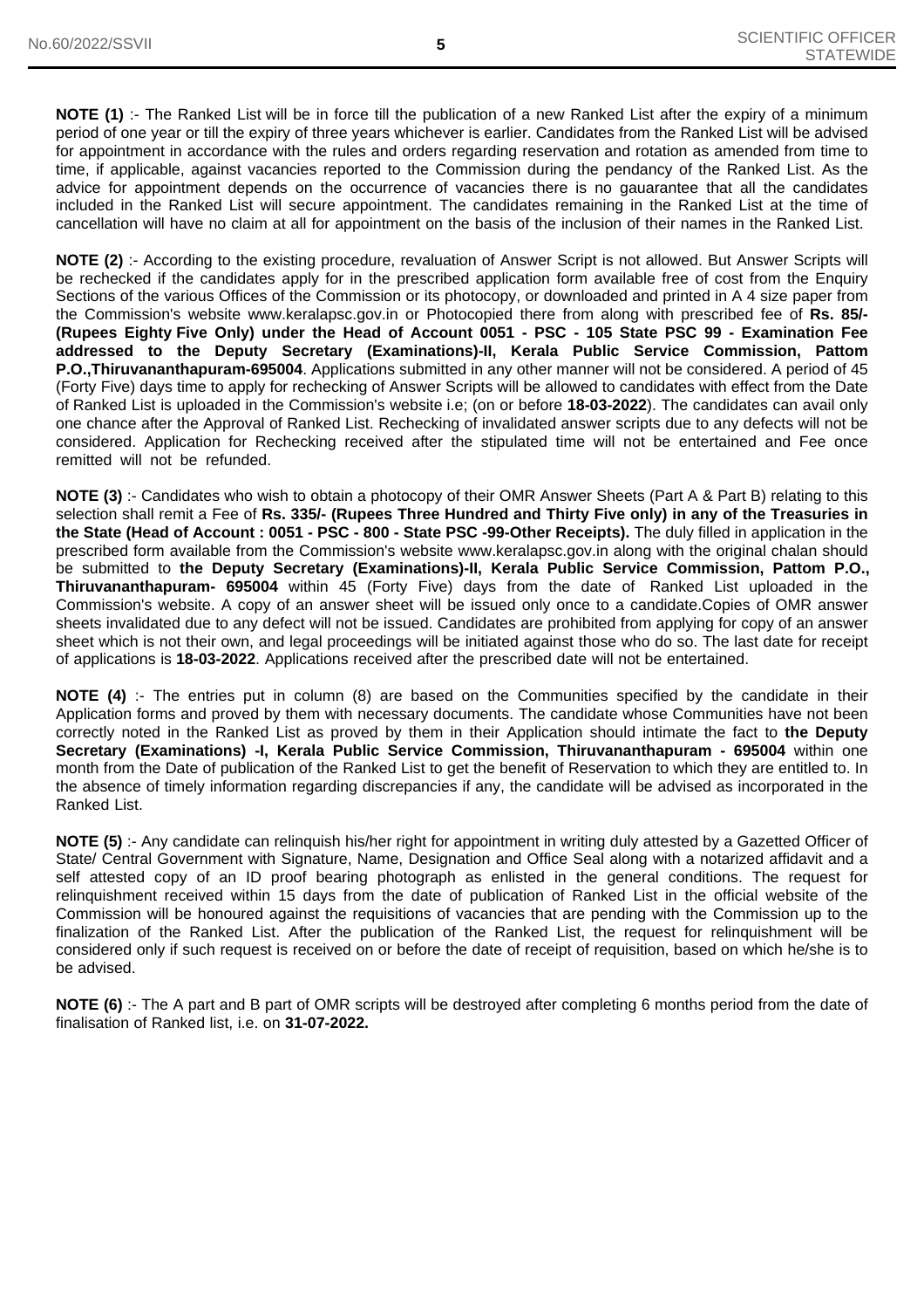**NOTE (1)** :- The Ranked List will be in force till the publication of a new Ranked List after the expiry of a minimum period of one year or till the expiry of three years whichever is earlier. Candidates from the Ranked List will be advised for appointment in accordance with the rules and orders regarding reservation and rotation as amended from time to time, if applicable, against vacancies reported to the Commission during the pendancy of the Ranked List. As the advice for appointment depends on the occurrence of vacancies there is no gauarantee that all the candidates included in the Ranked List will secure appointment. The candidates remaining in the Ranked List at the time of cancellation will have no claim at all for appointment on the basis of the inclusion of their names in the Ranked List.

**NOTE (2)** :- According to the existing procedure, revaluation of Answer Script is not allowed. But Answer Scripts will be rechecked if the candidates apply for in the prescribed application form available free of cost from the Enquiry Sections of the various Offices of the Commission or its photocopy, or downloaded and printed in A 4 size paper from the Commission's website www.keralapsc.gov.in or Photocopied there from along with prescribed fee of **Rs. 85/- (Rupees Eighty Five Only) under the Head of Account 0051 - PSC - 105 State PSC 99 - Examination Fee addressed to the Deputy Secretary (Examinations)-II, Kerala Public Service Commission, Pattom P.O.,Thiruvananthapuram-695004**. Applications submitted in any other manner will not be considered. A period of 45 (Forty Five) days time to apply for rechecking of Answer Scripts will be allowed to candidates with effect from the Date of Ranked List is uploaded in the Commission's website i.e; (on or before **18-03-2022**). The candidates can avail only one chance after the Approval of Ranked List. Rechecking of invalidated answer scripts due to any defects will not be considered. Application for Rechecking received after the stipulated time will not be entertained and Fee once remitted will not be refunded.

**NOTE (3)** :- Candidates who wish to obtain a photocopy of their OMR Answer Sheets (Part A & Part B) relating to this selection shall remit a Fee of **Rs. 335/- (Rupees Three Hundred and Thirty Five only) in any of the Treasuries in the State (Head of Account : 0051 - PSC - 800 - State PSC -99-Other Receipts).** The duly filled in application in the prescribed form available from the Commission's website www.keralapsc.gov.in along with the original chalan should be submitted to **the Deputy Secretary (Examinations)-II, Kerala Public Service Commission, Pattom P.O., Thiruvananthapuram- 695004** within 45 (Forty Five) days from the date of Ranked List uploaded in the Commission's website. A copy of an answer sheet will be issued only once to a candidate.Copies of OMR answer sheets invalidated due to any defect will not be issued. Candidates are prohibited from applying for copy of an answer sheet which is not their own, and legal proceedings will be initiated against those who do so. The last date for receipt of applications is **18-03-2022**. Applications received after the prescribed date will not be entertained.

**NOTE (4)** :- The entries put in column (8) are based on the Communities specified by the candidate in their Application forms and proved by them with necessary documents. The candidate whose Communities have not been correctly noted in the Ranked List as proved by them in their Application should intimate the fact to **the Deputy Secretary (Examinations) -I, Kerala Public Service Commission, Thiruvananthapuram - 695004** within one month from the Date of publication of the Ranked List to get the benefit of Reservation to which they are entitled to. In the absence of timely information regarding discrepancies if any, the candidate will be advised as incorporated in the Ranked List.

**NOTE (5)** :- Any candidate can relinquish his/her right for appointment in writing duly attested by a Gazetted Officer of State/ Central Government with Signature, Name, Designation and Office Seal along with a notarized affidavit and a self attested copy of an ID proof bearing photograph as enlisted in the general conditions. The request for relinquishment received within 15 days from the date of publication of Ranked List in the official website of the Commission will be honoured against the requisitions of vacancies that are pending with the Commission up to the finalization of the Ranked List. After the publication of the Ranked List, the request for relinquishment will be considered only if such request is received on or before the date of receipt of requisition, based on which he/she is to be advised.

**NOTE (6)** :- The A part and B part of OMR scripts will be destroyed after completing 6 months period from the date of finalisation of Ranked list, i.e. on **31-07-2022.**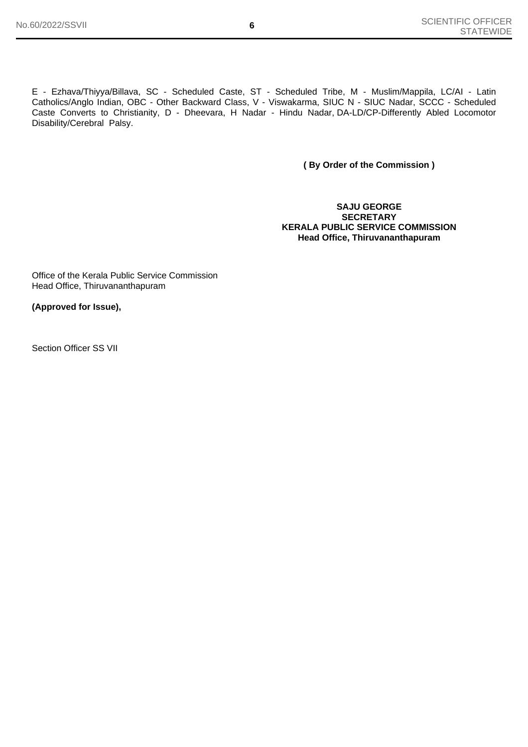E - Ezhava/Thiyya/Billava, SC - Scheduled Caste, ST - Scheduled Tribe, M - Muslim/Mappila, LC/AI - Latin Catholics/Anglo Indian, OBC - Other Backward Class, V - Viswakarma, SIUC N - SIUC Nadar, SCCC - Scheduled Caste Converts to Christianity, D - Dheevara, H Nadar - Hindu Nadar, DA-LD/CP-Differently Abled Locomotor Disability/Cerebral Palsy.

**( By Order of the Commission )**

**SAJU GEORGE**
**SECRETARY**
**KERALA PUBLIC SERVICE COMMISSION**
**Head Office, Thiruvananthapuram**

Office of the Kerala Public Service Commission
Head Office, Thiruvananthapuram

**(Approved for Issue),**

Section Officer SS VII